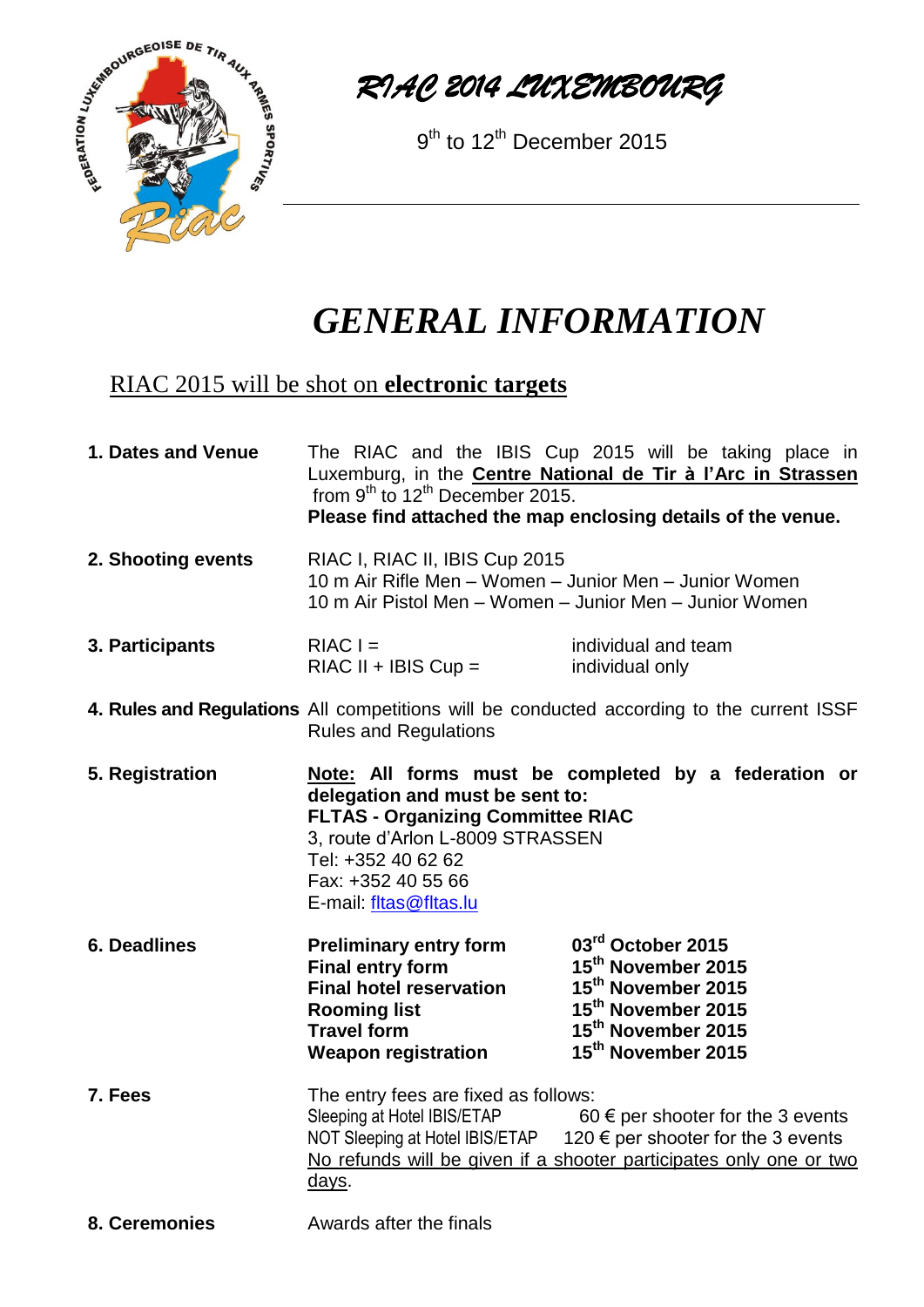# *RIAC 2014 LUXEMBOURG*

9th to 12th December 2015

---

# *GENERAL INFORMATION*

## RIAC 2015 will be shot on **electronic targets**

**1. Dates and Venue**

The RIAC and the IBIS Cup 2015 will be taking place in Luxemburg, in the **Centre National de Tir à l'Arc in Strassen** from 9th to 12th December 2015.
**Please find attached the map enclosing details of the venue.**

**2. Shooting events**

RIAC I, RIAC II, IBIS Cup 2015
10 m Air Rifle Men – Women – Junior Men – Junior Women
10 m Air Pistol Men – Women – Junior Men – Junior Women

**3. Participants**

| | |
|---|---|
| RIAC I = | individual and team |
| RIAC II + IBIS Cup = | individual only |

**4. Rules and Regulations**

All competitions will be conducted according to the current ISSF Rules and Regulations

**5. Registration**

**Note: All forms must be completed by a federation or delegation and must be sent to:**
**FLTAS - Organizing Committee RIAC**
3, route d'Arlon L-8009 STRASSEN
Tel: +352 40 62 62
Fax: +352 40 55 66
E-mail: fltas@fltas.lu

**6. Deadlines**

| | |
|---|---|
| **Preliminary entry form** | **03rd October 2015** |
| **Final entry form** | **15th November 2015** |
| **Final hotel reservation** | **15th November 2015** |
| **Rooming list** | **15th November 2015** |
| **Travel form** | **15th November 2015** |
| **Weapon registration** | **15th November 2015** |

**7. Fees**

The entry fees are fixed as follows:

| | |
|---|---|
| Sleeping at Hotel IBIS/ETAP | 60 € per shooter for the 3 events |
| NOT Sleeping at Hotel IBIS/ETAP | 120 € per shooter for the 3 events |

No refunds will be given if a shooter participates only one or two days.

**8. Ceremonies**

Awards after the finals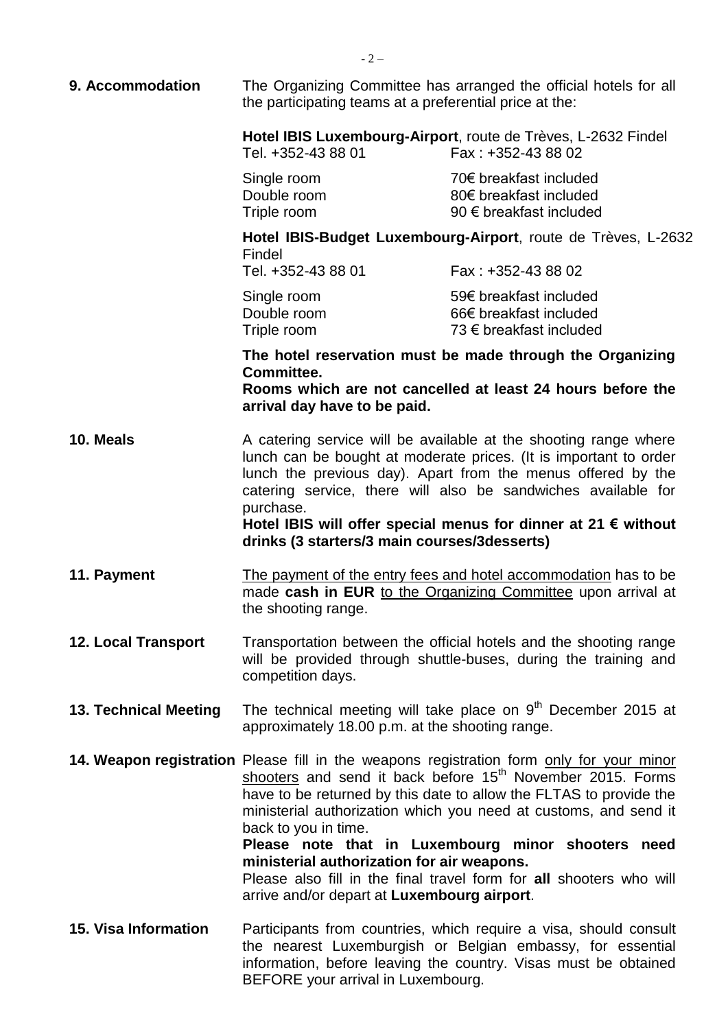**9. Accommodation**

The Organizing Committee has arranged the official hotels for all the participating teams at a preferential price at the:

**Hotel IBIS Luxembourg-Airport**, route de Trèves, L-2632 Findel
Tel. +352-43 88 01 Fax : +352-43 88 02

| | |
|---|---|
| Single room | 70€ breakfast included |
| Double room | 80€ breakfast included |
| Triple room | 90 € breakfast included |

**Hotel IBIS-Budget Luxembourg-Airport**, route de Trèves, L-2632 Findel
Tel. +352-43 88 01 Fax : +352-43 88 02

| | |
|---|---|
| Single room | 59€ breakfast included |
| Double room | 66€ breakfast included |
| Triple room | 73 € breakfast included |

**The hotel reservation must be made through the Organizing Committee.**
**Rooms which are not cancelled at least 24 hours before the arrival day have to be paid.**

**10. Meals**

A catering service will be available at the shooting range where lunch can be bought at moderate prices. (It is important to order lunch the previous day). Apart from the menus offered by the catering service, there will also be sandwiches available for purchase.
**Hotel IBIS will offer special menus for dinner at 21 € without drinks (3 starters/3 main courses/3desserts)**

**11. Payment**

The payment of the entry fees and hotel accommodation has to be made **cash in EUR** to the Organizing Committee upon arrival at the shooting range.

**12. Local Transport**

Transportation between the official hotels and the shooting range will be provided through shuttle-buses, during the training and competition days.

**13. Technical Meeting**

The technical meeting will take place on 9th December 2015 at approximately 18.00 p.m. at the shooting range.

**14. Weapon registration**

Please fill in the weapons registration form only for your minor shooters and send it back before 15th November 2015. Forms have to be returned by this date to allow the FLTAS to provide the ministerial authorization which you need at customs, and send it back to you in time.
**Please note that in Luxembourg minor shooters need ministerial authorization for air weapons.**
Please also fill in the final travel form for **all** shooters who will arrive and/or depart at **Luxembourg airport**.

**15. Visa Information**

Participants from countries, which require a visa, should consult the nearest Luxemburgish or Belgian embassy, for essential information, before leaving the country. Visas must be obtained BEFORE your arrival in Luxembourg.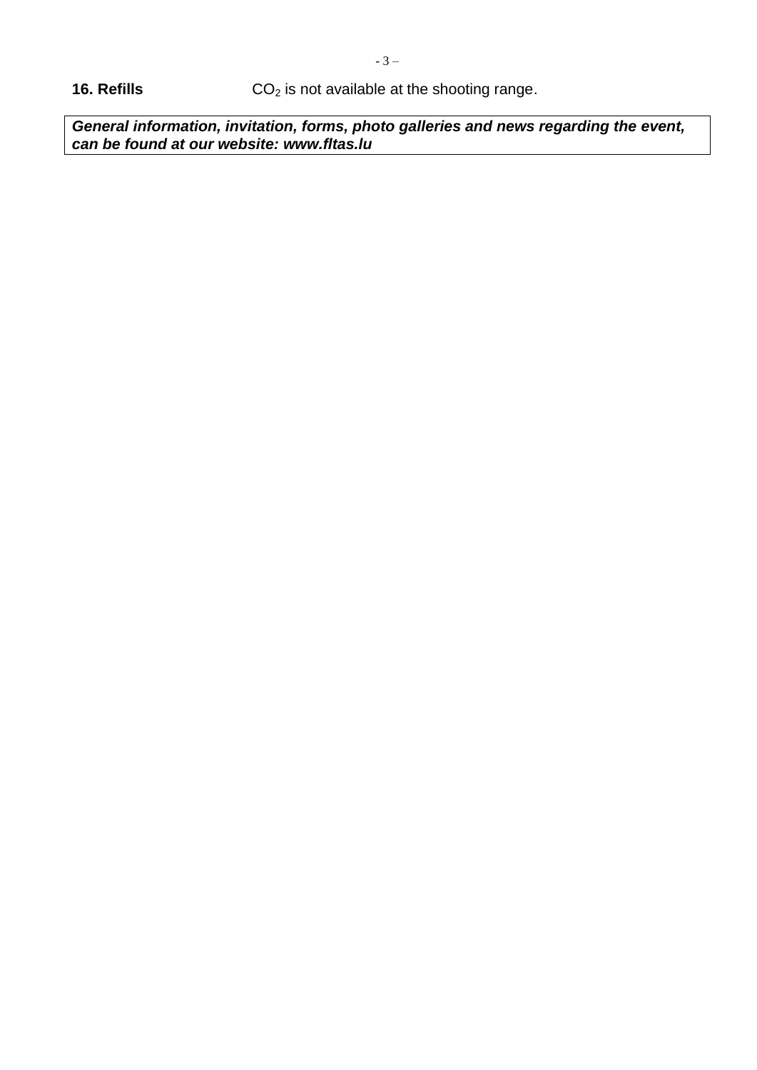**16. Refills** $CO_2$ is not available at the shooting range.

***General information, invitation, forms, photo galleries and news regarding the event, can be found at our website: www.fltas.lu***